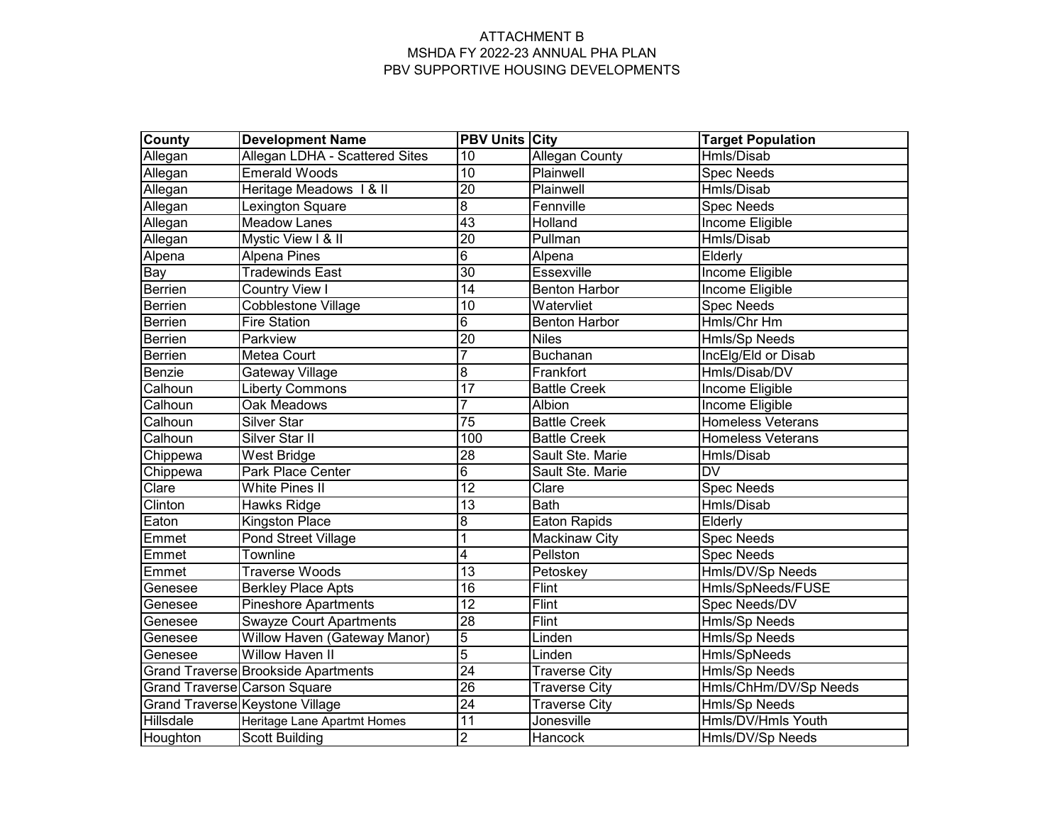ATTACHMENT B
MSHDA FY 2022-23 ANNUAL PHA PLAN
PBV SUPPORTIVE HOUSING DEVELOPMENTS

| County | Development Name | PBV Units | City | Target Population |
|---|---|---|---|---|
| Allegan | Allegan LDHA - Scattered Sites | 10 | Allegan County | Hmls/Disab |
| Allegan | Emerald Woods | 10 | Plainwell | Spec Needs |
| Allegan | Heritage Meadows I & II | 20 | Plainwell | Hmls/Disab |
| Allegan | Lexington Square | 8 | Fennville | Spec Needs |
| Allegan | Meadow Lanes | 43 | Holland | Income Eligible |
| Allegan | Mystic View I & II | 20 | Pullman | Hmls/Disab |
| Alpena | Alpena Pines | 6 | Alpena | Elderly |
| Bay | Tradewinds East | 30 | Essexville | Income Eligible |
| Berrien | Country View I | 14 | Benton Harbor | Income Eligible |
| Berrien | Cobblestone Village | 10 | Watervliet | Spec Needs |
| Berrien | Fire Station | 6 | Benton Harbor | Hmls/Chr Hm |
| Berrien | Parkview | 20 | Niles | Hmls/Sp Needs |
| Berrien | Metea Court | 7 | Buchanan | IncElg/Eld or Disab |
| Benzie | Gateway Village | 8 | Frankfort | Hmls/Disab/DV |
| Calhoun | Liberty Commons | 17 | Battle Creek | Income Eligible |
| Calhoun | Oak Meadows | 7 | Albion | Income Eligible |
| Calhoun | Silver Star | 75 | Battle Creek | Homeless Veterans |
| Calhoun | Silver Star II | 100 | Battle Creek | Homeless Veterans |
| Chippewa | West Bridge | 28 | Sault Ste. Marie | Hmls/Disab |
| Chippewa | Park Place Center | 6 | Sault Ste. Marie | DV |
| Clare | White Pines II | 12 | Clare | Spec Needs |
| Clinton | Hawks Ridge | 13 | Bath | Hmls/Disab |
| Eaton | Kingston Place | 8 | Eaton Rapids | Elderly |
| Emmet | Pond Street Village | 1 | Mackinaw City | Spec Needs |
| Emmet | Townline | 4 | Pellston | Spec Needs |
| Emmet | Traverse Woods | 13 | Petoskey | Hmls/DV/Sp Needs |
| Genesee | Berkley Place Apts | 16 | Flint | Hmls/SpNeeds/FUSE |
| Genesee | Pineshore Apartments | 12 | Flint | Spec Needs/DV |
| Genesee | Swayze Court Apartments | 28 | Flint | Hmls/Sp Needs |
| Genesee | Willow Haven (Gateway Manor) | 5 | Linden | Hmls/Sp Needs |
| Genesee | Willow Haven II | 5 | Linden | Hmls/SpNeeds |
| Grand Traverse | Brookside Apartments | 24 | Traverse City | Hmls/Sp Needs |
| Grand Traverse | Carson Square | 26 | Traverse City | Hmls/ChHm/DV/Sp Needs |
| Grand Traverse | Keystone Village | 24 | Traverse City | Hmls/Sp Needs |
| Hillsdale | Heritage Lane Apartmt Homes | 11 | Jonesville | Hmls/DV/Hmls Youth |
| Houghton | Scott Building | 2 | Hancock | Hmls/DV/Sp Needs |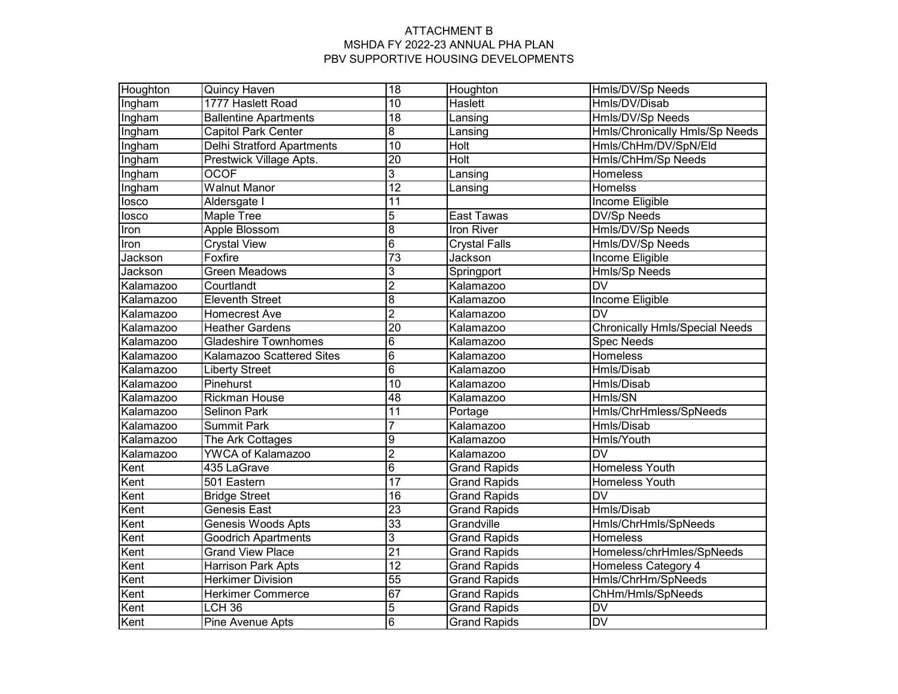ATTACHMENT B
MSHDA FY 2022-23 ANNUAL PHA PLAN
PBV SUPPORTIVE HOUSING DEVELOPMENTS

| | | | | |
|---|---|---|---|---|
| Houghton | Quincy Haven | 18 | Houghton | Hmls/DV/Sp Needs |
| Ingham | 1777 Haslett Road | 10 | Haslett | Hmls/DV/Disab |
| Ingham | Ballentine Apartments | 18 | Lansing | Hmls/DV/Sp Needs |
| Ingham | Capitol Park Center | 8 | Lansing | Hmls/Chronically Hmls/Sp Needs |
| Ingham | Delhi Stratford Apartments | 10 | Holt | Hmls/ChHm/DV/SpN/Eld |
| Ingham | Prestwick Village Apts. | 20 | Holt | Hmls/ChHm/Sp Needs |
| Ingham | OCOF | 3 | Lansing | Homeless |
| Ingham | Walnut Manor | 12 | Lansing | Homelss |
| Iosco | Aldersgate I | 11 | | Income Eligible |
| Iosco | Maple Tree | 5 | East Tawas | DV/Sp Needs |
| Iron | Apple Blossom | 8 | Iron River | Hmls/DV/Sp Needs |
| Iron | Crystal View | 6 | Crystal Falls | Hmls/DV/Sp Needs |
| Jackson | Foxfire | 73 | Jackson | Income Eligible |
| Jackson | Green Meadows | 3 | Springport | Hmls/Sp Needs |
| Kalamazoo | Courtlandt | 2 | Kalamazoo | DV |
| Kalamazoo | Eleventh Street | 8 | Kalamazoo | Income Eligible |
| Kalamazoo | Homecrest Ave | 2 | Kalamazoo | DV |
| Kalamazoo | Heather Gardens | 20 | Kalamazoo | Chronically Hmls/Special Needs |
| Kalamazoo | Gladeshire Townhomes | 6 | Kalamazoo | Spec Needs |
| Kalamazoo | Kalamazoo Scattered Sites | 6 | Kalamazoo | Homeless |
| Kalamazoo | Liberty Street | 6 | Kalamazoo | Hmls/Disab |
| Kalamazoo | Pinehurst | 10 | Kalamazoo | Hmls/Disab |
| Kalamazoo | Rickman House | 48 | Kalamazoo | Hmls/SN |
| Kalamazoo | Selinon Park | 11 | Portage | Hmls/ChrHmless/SpNeeds |
| Kalamazoo | Summit Park | 7 | Kalamazoo | Hmls/Disab |
| Kalamazoo | The Ark Cottages | 9 | Kalamazoo | Hmls/Youth |
| Kalamazoo | YWCA of Kalamazoo | 2 | Kalamazoo | DV |
| Kent | 435 LaGrave | 6 | Grand Rapids | Homeless Youth |
| Kent | 501 Eastern | 17 | Grand Rapids | Homeless Youth |
| Kent | Bridge Street | 16 | Grand Rapids | DV |
| Kent | Genesis East | 23 | Grand Rapids | Hmls/Disab |
| Kent | Genesis Woods Apts | 33 | Grandville | Hmls/ChrHmls/SpNeeds |
| Kent | Goodrich Apartments | 3 | Grand Rapids | Homeless |
| Kent | Grand View Place | 21 | Grand Rapids | Homeless/chrHmles/SpNeeds |
| Kent | Harrison Park Apts | 12 | Grand Rapids | Homeless Category 4 |
| Kent | Herkimer Division | 55 | Grand Rapids | Hmls/ChrHm/SpNeeds |
| Kent | Herkimer Commerce | 67 | Grand Rapids | ChHm/Hmls/SpNeeds |
| Kent | LCH 36 | 5 | Grand Rapids | DV |
| Kent | Pine Avenue Apts | 6 | Grand Rapids | DV |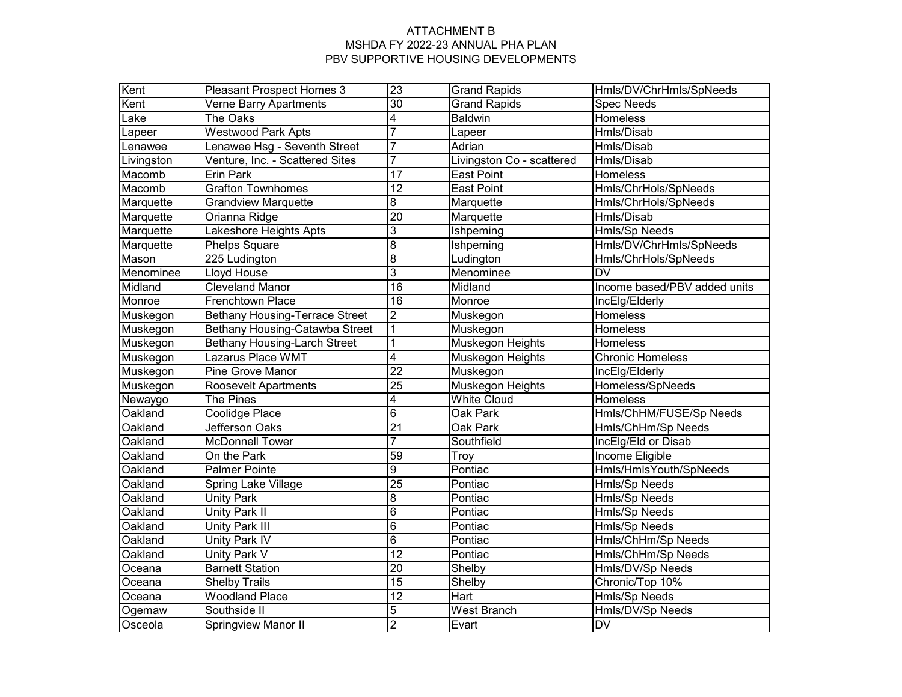ATTACHMENT B
MSHDA FY 2022-23 ANNUAL PHA PLAN
PBV SUPPORTIVE HOUSING DEVELOPMENTS

| | | | | |
|---|---|---|---|---|
| Kent | Pleasant Prospect Homes 3 | 23 | Grand Rapids | Hmls/DV/ChrHmls/SpNeeds |
| Kent | Verne Barry Apartments | 30 | Grand Rapids | Spec Needs |
| Lake | The Oaks | 4 | Baldwin | Homeless |
| Lapeer | Westwood Park Apts | 7 | Lapeer | Hmls/Disab |
| Lenawee | Lenawee Hsg - Seventh Street | 7 | Adrian | Hmls/Disab |
| Livingston | Venture, Inc. - Scattered Sites | 7 | Livingston Co - scattered | Hmls/Disab |
| Macomb | Erin Park | 17 | East Point | Homeless |
| Macomb | Grafton Townhomes | 12 | East Point | Hmls/ChrHols/SpNeeds |
| Marquette | Grandview Marquette | 8 | Marquette | Hmls/ChrHols/SpNeeds |
| Marquette | Orianna Ridge | 20 | Marquette | Hmls/Disab |
| Marquette | Lakeshore Heights Apts | 3 | Ishpeming | Hmls/Sp Needs |
| Marquette | Phelps Square | 8 | Ishpeming | Hmls/DV/ChrHmls/SpNeeds |
| Mason | 225 Ludington | 8 | Ludington | Hmls/ChrHols/SpNeeds |
| Menominee | Lloyd House | 3 | Menominee | DV |
| Midland | Cleveland Manor | 16 | Midland | Income based/PBV added units |
| Monroe | Frenchtown Place | 16 | Monroe | IncElg/Elderly |
| Muskegon | Bethany Housing-Terrace Street | 2 | Muskegon | Homeless |
| Muskegon | Bethany Housing-Catawba Street | 1 | Muskegon | Homeless |
| Muskegon | Bethany Housing-Larch Street | 1 | Muskegon Heights | Homeless |
| Muskegon | Lazarus Place WMT | 4 | Muskegon Heights | Chronic Homeless |
| Muskegon | Pine Grove Manor | 22 | Muskegon | IncElg/Elderly |
| Muskegon | Roosevelt Apartments | 25 | Muskegon Heights | Homeless/SpNeeds |
| Newaygo | The Pines | 4 | White Cloud | Homeless |
| Oakland | Coolidge Place | 6 | Oak Park | Hmls/ChHM/FUSE/Sp Needs |
| Oakland | Jefferson Oaks | 21 | Oak Park | Hmls/ChHm/Sp Needs |
| Oakland | McDonnell Tower | 7 | Southfield | IncElg/Eld or Disab |
| Oakland | On the Park | 59 | Troy | Income Eligible |
| Oakland | Palmer Pointe | 9 | Pontiac | Hmls/HmlsYouth/SpNeeds |
| Oakland | Spring Lake Village | 25 | Pontiac | Hmls/Sp Needs |
| Oakland | Unity Park | 8 | Pontiac | Hmls/Sp Needs |
| Oakland | Unity Park II | 6 | Pontiac | Hmls/Sp Needs |
| Oakland | Unity Park III | 6 | Pontiac | Hmls/Sp Needs |
| Oakland | Unity Park IV | 6 | Pontiac | Hmls/ChHm/Sp Needs |
| Oakland | Unity Park V | 12 | Pontiac | Hmls/ChHm/Sp Needs |
| Oceana | Barnett Station | 20 | Shelby | Hmls/DV/Sp Needs |
| Oceana | Shelby Trails | 15 | Shelby | Chronic/Top 10% |
| Oceana | Woodland Place | 12 | Hart | Hmls/Sp Needs |
| Ogemaw | Southside II | 5 | West Branch | Hmls/DV/Sp Needs |
| Osceola | Springview Manor II | 2 | Evart | DV |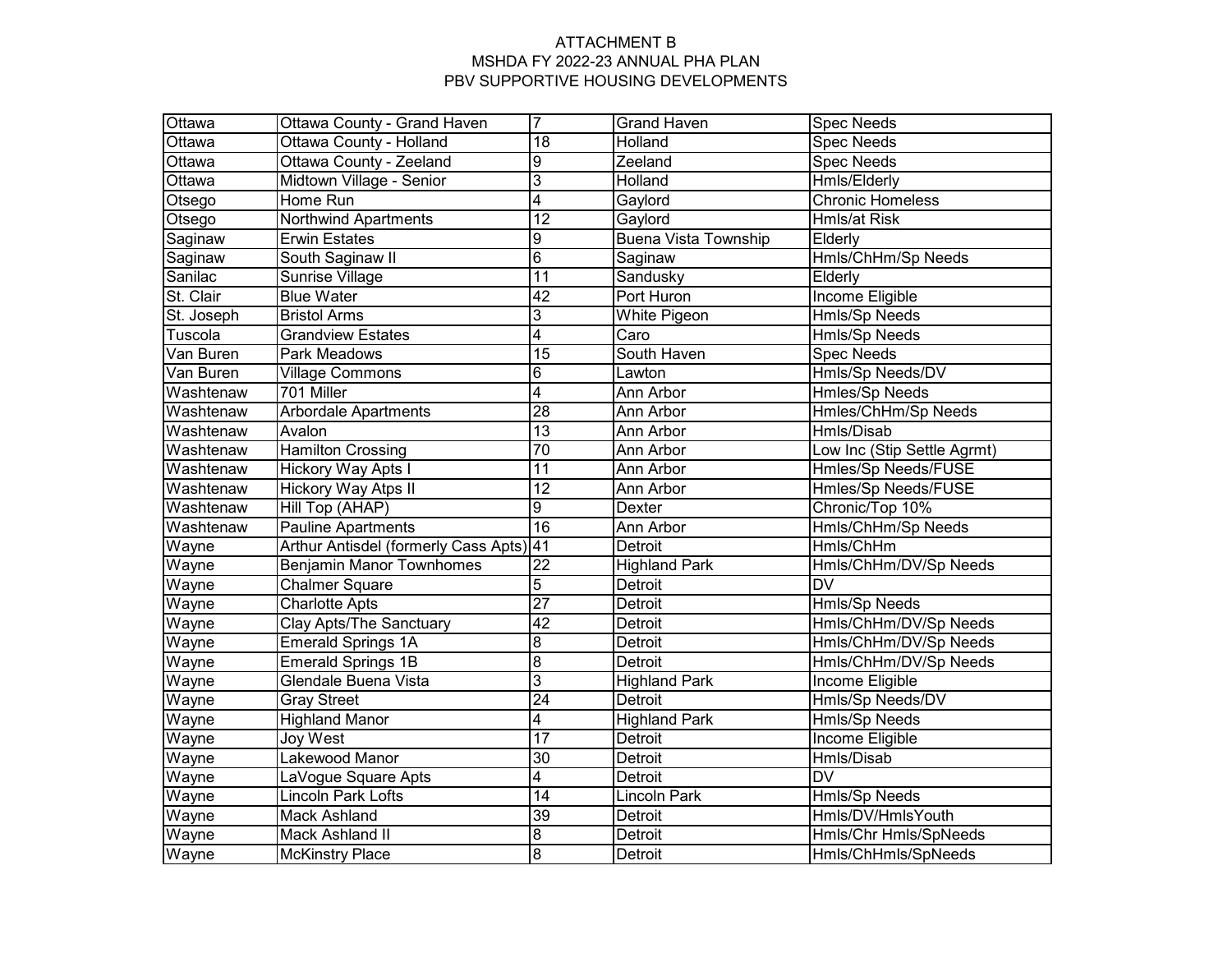ATTACHMENT B
MSHDA FY 2022-23 ANNUAL PHA PLAN
PBV SUPPORTIVE HOUSING DEVELOPMENTS

| | | | | |
|---|---|---|---|---|
| Ottawa | Ottawa County - Grand Haven | 7 | Grand Haven | Spec Needs |
| Ottawa | Ottawa County - Holland | 18 | Holland | Spec Needs |
| Ottawa | Ottawa County - Zeeland | 9 | Zeeland | Spec Needs |
| Ottawa | Midtown Village - Senior | 3 | Holland | Hmls/Elderly |
| Otsego | Home Run | 4 | Gaylord | Chronic Homeless |
| Otsego | Northwind Apartments | 12 | Gaylord | Hmls/at Risk |
| Saginaw | Erwin Estates | 9 | Buena Vista Township | Elderly |
| Saginaw | South Saginaw II | 6 | Saginaw | Hmls/ChHm/Sp Needs |
| Sanilac | Sunrise Village | 11 | Sandusky | Elderly |
| St. Clair | Blue Water | 42 | Port Huron | Income Eligible |
| St. Joseph | Bristol Arms | 3 | White Pigeon | Hmls/Sp Needs |
| Tuscola | Grandview Estates | 4 | Caro | Hmls/Sp Needs |
| Van Buren | Park Meadows | 15 | South Haven | Spec Needs |
| Van Buren | Village Commons | 6 | Lawton | Hmls/Sp Needs/DV |
| Washtenaw | 701 Miller | 4 | Ann Arbor | Hmles/Sp Needs |
| Washtenaw | Arbordale Apartments | 28 | Ann Arbor | Hmles/ChHm/Sp Needs |
| Washtenaw | Avalon | 13 | Ann Arbor | Hmls/Disab |
| Washtenaw | Hamilton Crossing | 70 | Ann Arbor | Low Inc (Stip Settle Agrmt) |
| Washtenaw | Hickory Way Apts I | 11 | Ann Arbor | Hmles/Sp Needs/FUSE |
| Washtenaw | Hickory Way Atps II | 12 | Ann Arbor | Hmles/Sp Needs/FUSE |
| Washtenaw | Hill Top (AHAP) | 9 | Dexter | Chronic/Top 10% |
| Washtenaw | Pauline Apartments | 16 | Ann Arbor | Hmls/ChHm/Sp Needs |
| Wayne | Arthur Antisdel (formerly Cass Apts) | 41 | Detroit | Hmls/ChHm |
| Wayne | Benjamin Manor Townhomes | 22 | Highland Park | Hmls/ChHm/DV/Sp Needs |
| Wayne | Chalmer Square | 5 | Detroit | DV |
| Wayne | Charlotte Apts | 27 | Detroit | Hmls/Sp Needs |
| Wayne | Clay Apts/The Sanctuary | 42 | Detroit | Hmls/ChHm/DV/Sp Needs |
| Wayne | Emerald Springs 1A | 8 | Detroit | Hmls/ChHm/DV/Sp Needs |
| Wayne | Emerald Springs 1B | 8 | Detroit | Hmls/ChHm/DV/Sp Needs |
| Wayne | Glendale Buena Vista | 3 | Highland Park | Income Eligible |
| Wayne | Gray Street | 24 | Detroit | Hmls/Sp Needs/DV |
| Wayne | Highland Manor | 4 | Highland Park | Hmls/Sp Needs |
| Wayne | Joy West | 17 | Detroit | Income Eligible |
| Wayne | Lakewood Manor | 30 | Detroit | Hmls/Disab |
| Wayne | LaVogue Square Apts | 4 | Detroit | DV |
| Wayne | Lincoln Park Lofts | 14 | Lincoln Park | Hmls/Sp Needs |
| Wayne | Mack Ashland | 39 | Detroit | Hmls/DV/HmlsYouth |
| Wayne | Mack Ashland II | 8 | Detroit | Hmls/Chr Hmls/SpNeeds |
| Wayne | McKinstry Place | 8 | Detroit | Hmls/ChHmls/SpNeeds |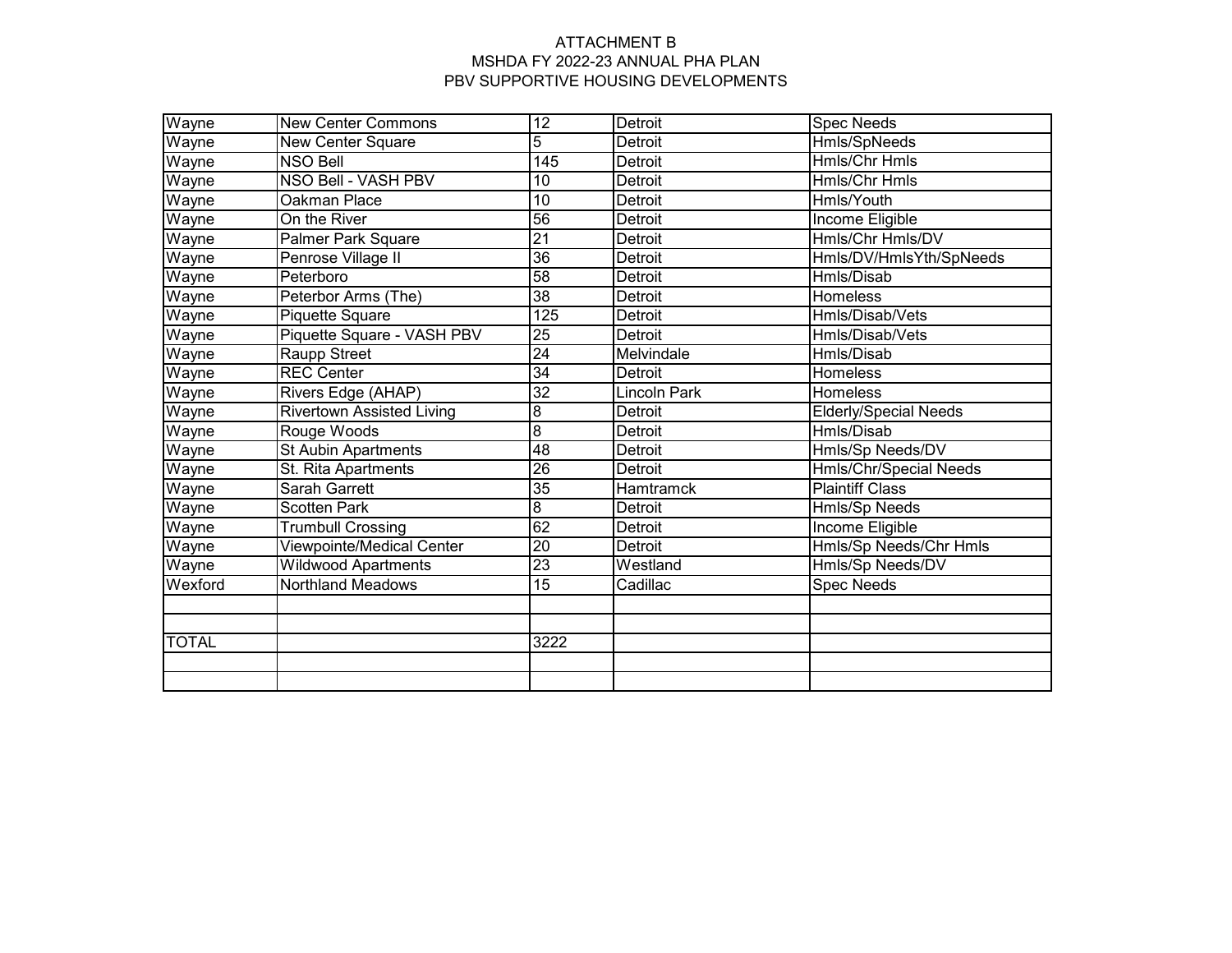ATTACHMENT B
MSHDA FY 2022-23 ANNUAL PHA PLAN
PBV SUPPORTIVE HOUSING DEVELOPMENTS

| | | | | |
|---|---|---|---|---|
| Wayne | New Center Commons | 12 | Detroit | Spec Needs |
| Wayne | New Center Square | 5 | Detroit | Hmls/SpNeeds |
| Wayne | NSO Bell | 145 | Detroit | Hmls/Chr Hmls |
| Wayne | NSO Bell - VASH PBV | 10 | Detroit | Hmls/Chr Hmls |
| Wayne | Oakman Place | 10 | Detroit | Hmls/Youth |
| Wayne | On the River | 56 | Detroit | Income Eligible |
| Wayne | Palmer Park Square | 21 | Detroit | Hmls/Chr Hmls/DV |
| Wayne | Penrose Village II | 36 | Detroit | Hmls/DV/HmlsYth/SpNeeds |
| Wayne | Peterboro | 58 | Detroit | Hmls/Disab |
| Wayne | Peterbor Arms (The) | 38 | Detroit | Homeless |
| Wayne | Piquette Square | 125 | Detroit | Hmls/Disab/Vets |
| Wayne | Piquette Square - VASH PBV | 25 | Detroit | Hmls/Disab/Vets |
| Wayne | Raupp Street | 24 | Melvindale | Hmls/Disab |
| Wayne | REC Center | 34 | Detroit | Homeless |
| Wayne | Rivers Edge (AHAP) | 32 | Lincoln Park | Homeless |
| Wayne | Rivertown Assisted Living | 8 | Detroit | Elderly/Special Needs |
| Wayne | Rouge Woods | 8 | Detroit | Hmls/Disab |
| Wayne | St Aubin Apartments | 48 | Detroit | Hmls/Sp Needs/DV |
| Wayne | St. Rita Apartments | 26 | Detroit | Hmls/Chr/Special Needs |
| Wayne | Sarah Garrett | 35 | Hamtramck | Plaintiff Class |
| Wayne | Scotten Park | 8 | Detroit | Hmls/Sp Needs |
| Wayne | Trumbull Crossing | 62 | Detroit | Income Eligible |
| Wayne | Viewpointe/Medical Center | 20 | Detroit | Hmls/Sp Needs/Chr Hmls |
| Wayne | Wildwood Apartments | 23 | Westland | Hmls/Sp Needs/DV |
| Wexford | Northland Meadows | 15 | Cadillac | Spec Needs |
| | | | | |
| | | | | |
| TOTAL | | 3222 | | |
| | | | | |
| | | | | |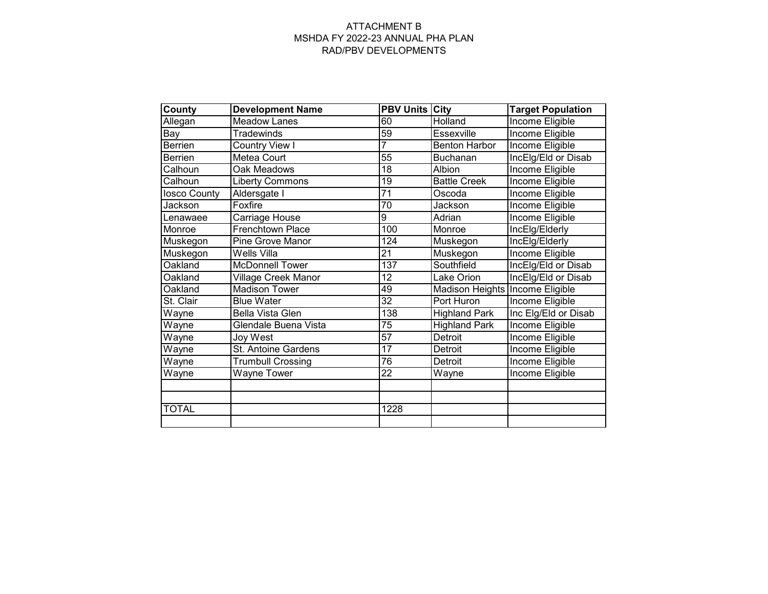ATTACHMENT B
MSHDA FY 2022-23 ANNUAL PHA PLAN
RAD/PBV DEVELOPMENTS

| County | Development Name | PBV Units | City | Target Population |
|---|---|---|---|---|
| Allegan | Meadow Lanes | 60 | Holland | Income Eligible |
| Bay | Tradewinds | 59 | Essexville | Income Eligible |
| Berrien | Country View I | 7 | Benton Harbor | Income Eligible |
| Berrien | Metea Court | 55 | Buchanan | IncElg/Eld or Disab |
| Calhoun | Oak Meadows | 18 | Albion | Income Eligible |
| Calhoun | Liberty Commons | 19 | Battle Creek | Income Eligible |
| Iosco County | Aldersgate I | 71 | Oscoda | Income Eligible |
| Jackson | Foxfire | 70 | Jackson | Income Eligible |
| Lenawaee | Carriage House | 9 | Adrian | Income Eligible |
| Monroe | Frenchtown Place | 100 | Monroe | IncElg/Elderly |
| Muskegon | Pine Grove Manor | 124 | Muskegon | IncElg/Elderly |
| Muskegon | Wells Villa | 21 | Muskegon | Income Eligible |
| Oakland | McDonnell Tower | 137 | Southfield | IncElg/Eld or Disab |
| Oakland | Village Creek Manor | 12 | Lake Orion | IncElg/Eld or Disab |
| Oakland | Madison Tower | 49 | Madison Heights | Income Eligible |
| St. Clair | Blue Water | 32 | Port Huron | Income Eligible |
| Wayne | Bella Vista Glen | 138 | Highland Park | Inc Elg/Eld or Disab |
| Wayne | Glendale Buena Vista | 75 | Highland Park | Income Eligible |
| Wayne | Joy West | 57 | Detroit | Income Eligible |
| Wayne | St. Antoine Gardens | 17 | Detroit | Income Eligible |
| Wayne | Trumbull Crossing | 76 | Detroit | Income Eligible |
| Wayne | Wayne Tower | 22 | Wayne | Income Eligible |
| | | | | |
| | | | | |
| TOTAL | | 1228 | | |
| | | | | |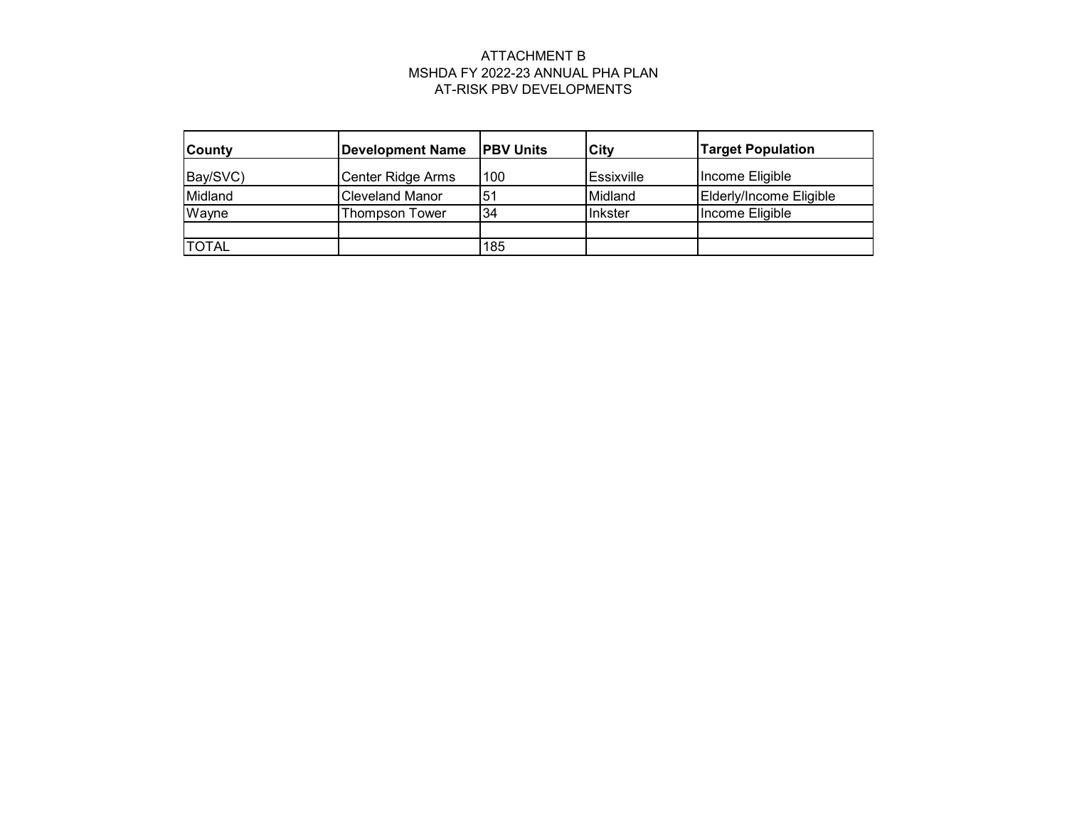ATTACHMENT B
MSHDA FY 2022-23 ANNUAL PHA PLAN
AT-RISK PBV DEVELOPMENTS

| County | Development Name | PBV Units | City | Target Population |
|---|---|---|---|---|
| Bay/SVC) | Center Ridge Arms | 100 | Essixville | Income Eligible |
| Midland | Cleveland Manor | 51 | Midland | Elderly/Income Eligible |
| Wayne | Thompson Tower | 34 | Inkster | Income Eligible |
| | | | | |
| TOTAL | | 185 | | |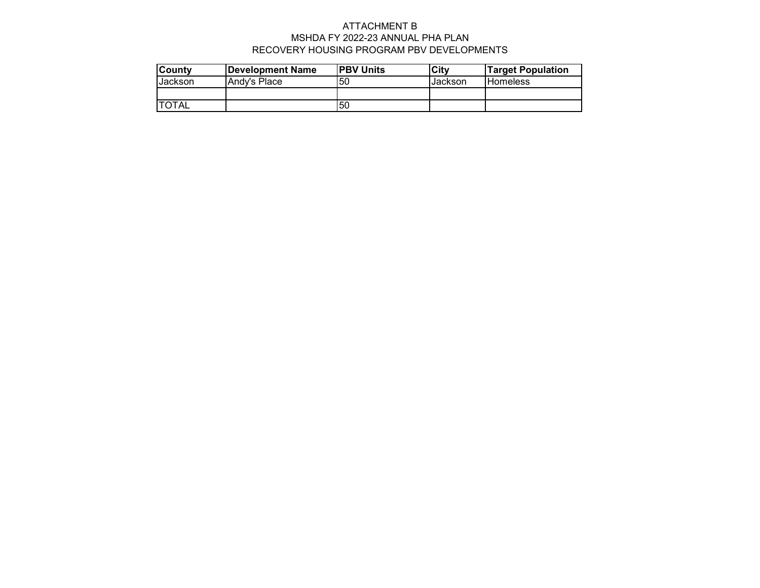ATTACHMENT B
MSHDA FY 2022-23 ANNUAL PHA PLAN
RECOVERY HOUSING PROGRAM PBV DEVELOPMENTS

| County | Development Name | PBV Units | City | Target Population |
|---|---|---|---|---|
| Jackson | Andy's Place | 50 | Jackson | Homeless |
| | | | | |
| TOTAL | | 50 | | |